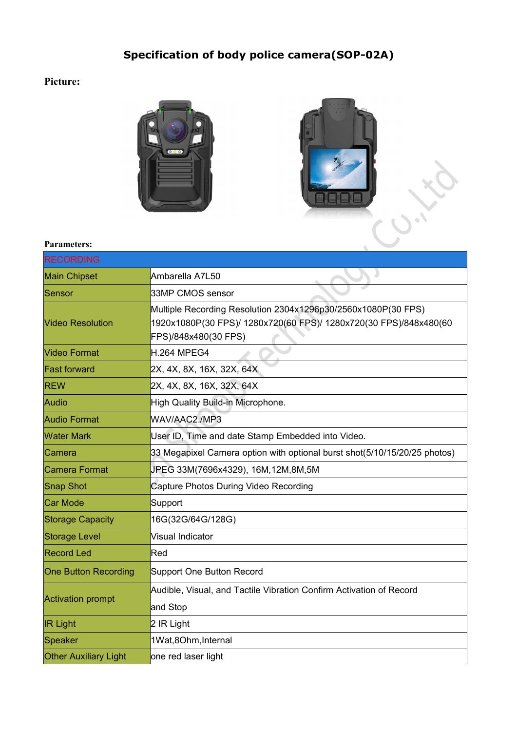# Specification of body police camera(SOP-02A)

**Picture:**

**Parameters:**

| RECORDING | |
|---|---|
| Main Chipset | Ambarella A7L50 |
| Sensor | 33MP CMOS sensor |
| Video Resolution | Multiple Recording Resolution 2304x1296p30/2560x1080P(30 FPS) 1920x1080P(30 FPS)/ 1280x720(60 FPS)/ 1280x720(30 FPS)/848x480(60 FPS)/848x480(30 FPS) |
| Video Format | H.264 MPEG4 |
| Fast forward | 2X, 4X, 8X, 16X, 32X, 64X |
| REW | 2X, 4X, 8X, 16X, 32X, 64X |
| Audio | High Quality Build-in Microphone. |
| Audio Format | WAV/AAC2./MP3 |
| Water Mark | User ID, Time and date Stamp Embedded into Video. |
| Camera | 33 Megapixel Camera option with optional burst shot(5/10/15/20/25 photos) |
| Camera Format | JPEG 33M(7696x4329), 16M,12M,8M,5M |
| Snap Shot | Capture Photos During Video Recording |
| Car Mode | Support |
| Storage Capacity | 16G(32G/64G/128G) |
| Storage Level | Visual Indicator |
| Record Led | Red |
| One Button Recording | Support One Button Record |
| Activation prompt | Audible, Visual, and Tactile Vibration Confirm Activation of Record and Stop |
| IR Light | 2 IR Light |
| Speaker | 1Wat,8Ohm,Internal |
| Other Auxiliary Light | one red laser light |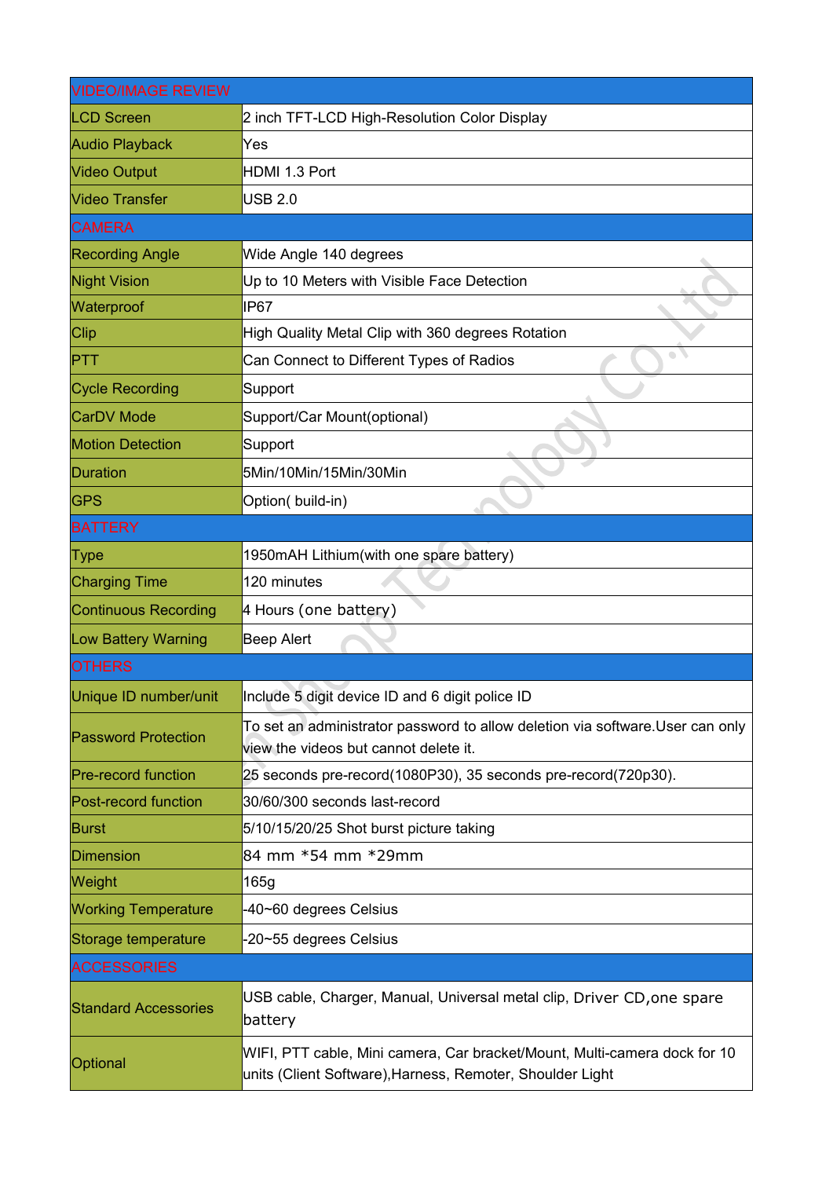| VIDEO/IMAGE REVIEW | |
|---|---|
| LCD Screen | 2 inch TFT-LCD High-Resolution Color Display |
| Audio Playback | Yes |
| Video Output | HDMI 1.3 Port |
| Video Transfer | USB 2.0 |
| **CAMERA** | |
| Recording Angle | Wide Angle 140 degrees |
| Night Vision | Up to 10 Meters with Visible Face Detection |
| Waterproof | IP67 |
| Clip | High Quality Metal Clip with 360 degrees Rotation |
| PTT | Can Connect to Different Types of Radios |
| Cycle Recording | Support |
| CarDV Mode | Support/Car Mount(optional) |
| Motion Detection | Support |
| Duration | 5Min/10Min/15Min/30Min |
| GPS | Option( build-in) |
| **BATTERY** | |
| Type | 1950mAH Lithium(with one spare battery) |
| Charging Time | 120 minutes |
| Continuous Recording | 4 Hours (one battery) |
| Low Battery Warning | Beep Alert |
| **OTHERS** | |
| Unique ID number/unit | Include 5 digit device ID and 6 digit police ID |
| Password Protection | To set an administrator password to allow deletion via software.User can only view the videos but cannot delete it. |
| Pre-record function | 25 seconds pre-record(1080P30), 35 seconds pre-record(720p30). |
| Post-record function | 30/60/300 seconds last-record |
| Burst | 5/10/15/20/25 Shot burst picture taking |
| Dimension | 84 mm *54 mm *29mm |
| Weight | 165g |
| Working Temperature | -40~60 degrees Celsius |
| Storage temperature | -20~55 degrees Celsius |
| **ACCESSORIES** | |
| Standard Accessories | USB cable, Charger, Manual, Universal metal clip, Driver CD,one spare battery |
| Optional | WIFI, PTT cable, Mini camera, Car bracket/Mount, Multi-camera dock for 10 units (Client Software),Harness, Remoter, Shoulder Light |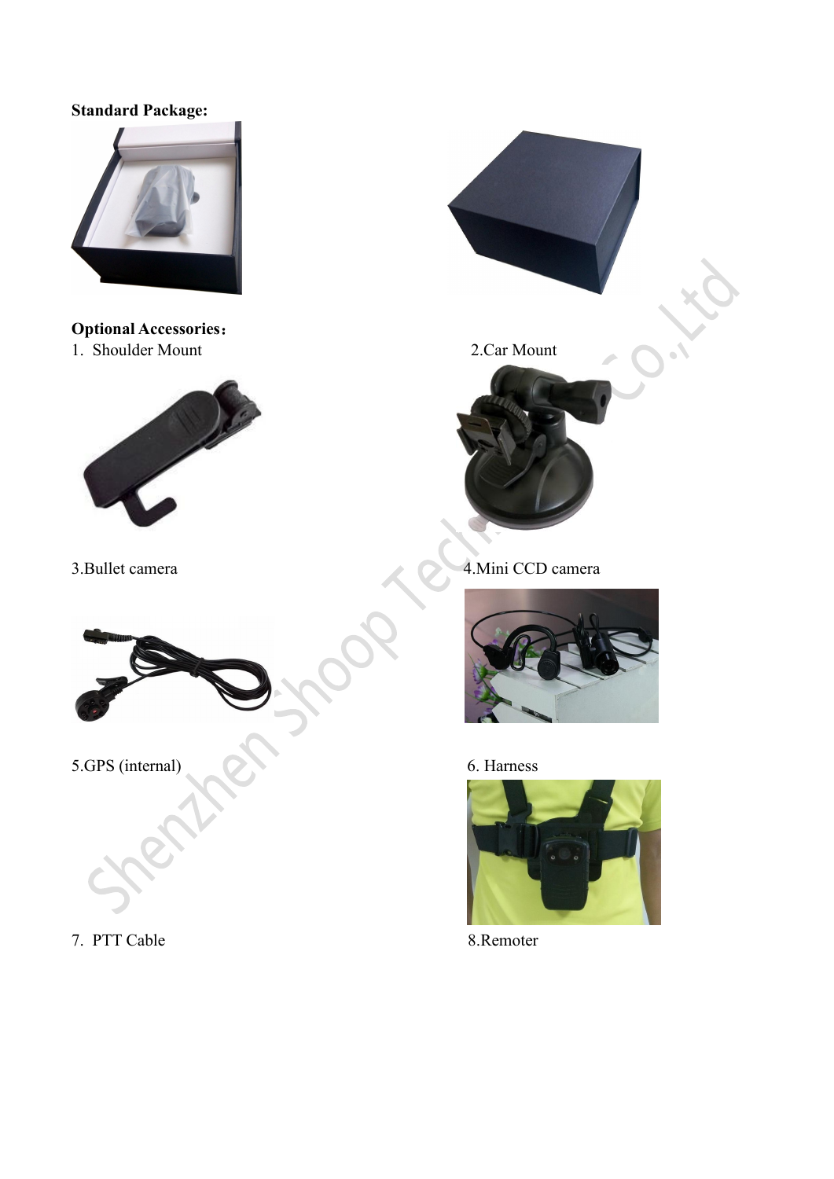**Standard Package:**

**Optional Accessories：**

1. Shoulder Mount
2. Car Mount
3. Bullet camera
4. Mini CCD camera
5. GPS (internal)
6. Harness
7. PTT Cable
8. Remoter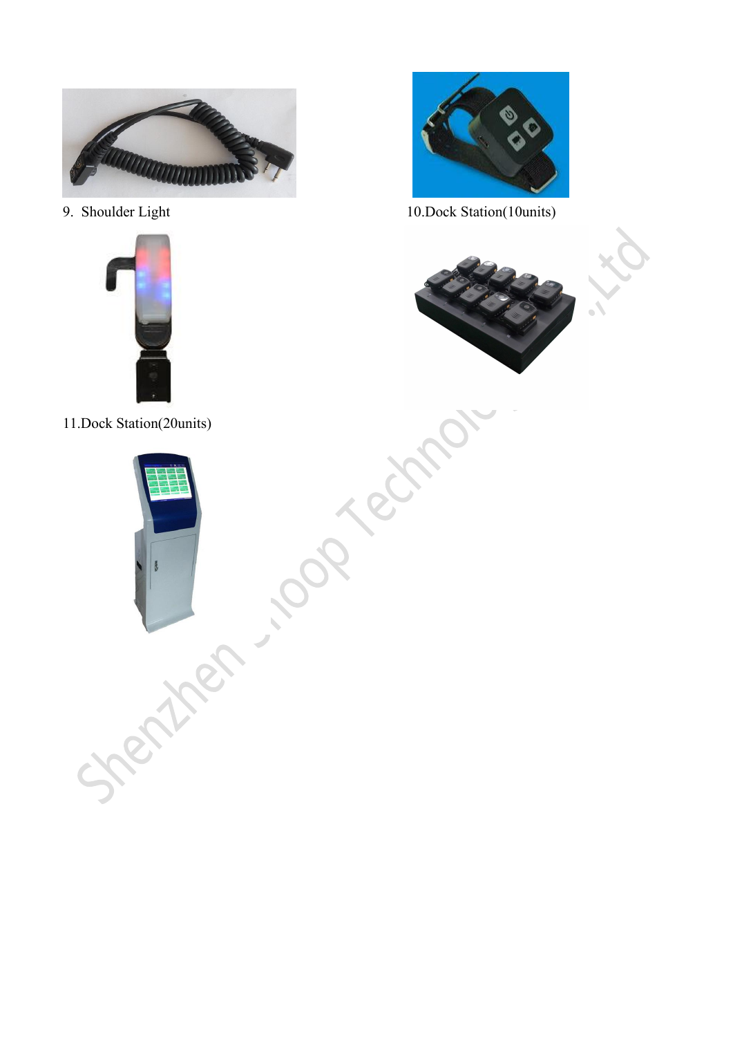9. Shoulder Light

10.Dock Station(10units)

11.Dock Station(20units)